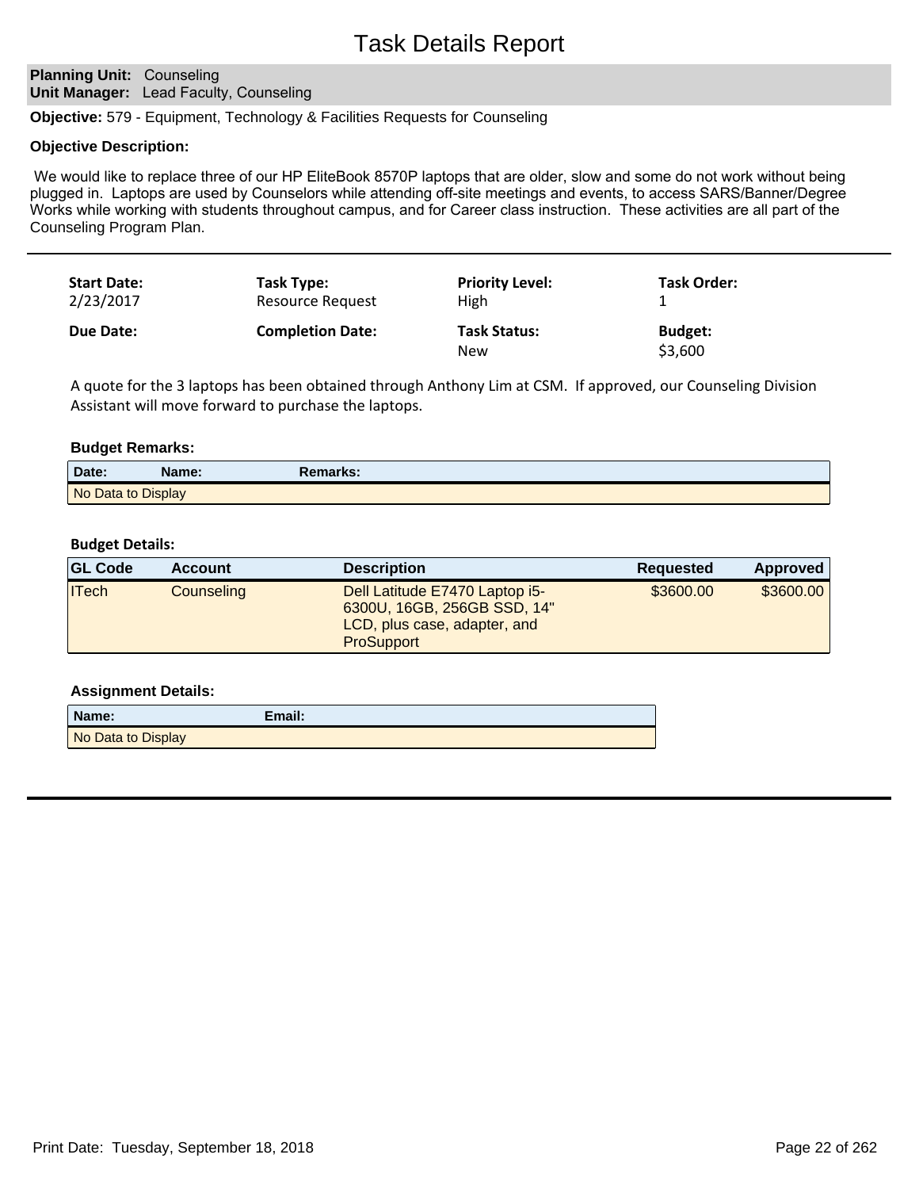# Task Details Report

**Planning Unit:** Counseling
**Unit Manager:** Lead Faculty, Counseling

**Objective:** 579 - Equipment, Technology & Facilities Requests for Counseling

**Objective Description:**

We would like to replace three of our HP EliteBook 8570P laptops that are older, slow and some do not work without being plugged in. Laptops are used by Counselors while attending off-site meetings and events, to access SARS/Banner/Degree Works while working with students throughout campus, and for Career class instruction. These activities are all part of the Counseling Program Plan.

---

| **Start Date:** | **Task Type:** | **Priority Level:** | **Task Order:** |
|---|---|---|---|
| 2/23/2017 | Resource Request | High | 1 |
| **Due Date:** | **Completion Date:** | **Task Status:** | **Budget:** |
| | | New | $3,600 |

A quote for the 3 laptops has been obtained through Anthony Lim at CSM. If approved, our Counseling Division Assistant will move forward to purchase the laptops.

### Budget Remarks:

| Date: | Name: | Remarks: |
|---|---|---|
| No Data to Display | | |

### Budget Details:

| GL Code | Account | Description | Requested | Approved |
|---|---|---|---|---|
| ITech | Counseling | Dell Latitude E7470 Laptop i5-6300U, 16GB, 256GB SSD, 14" LCD, plus case, adapter, and ProSupport | $3600.00 | $3600.00 |

### Assignment Details:

| Name: | Email: |
|---|---|
| No Data to Display | |

---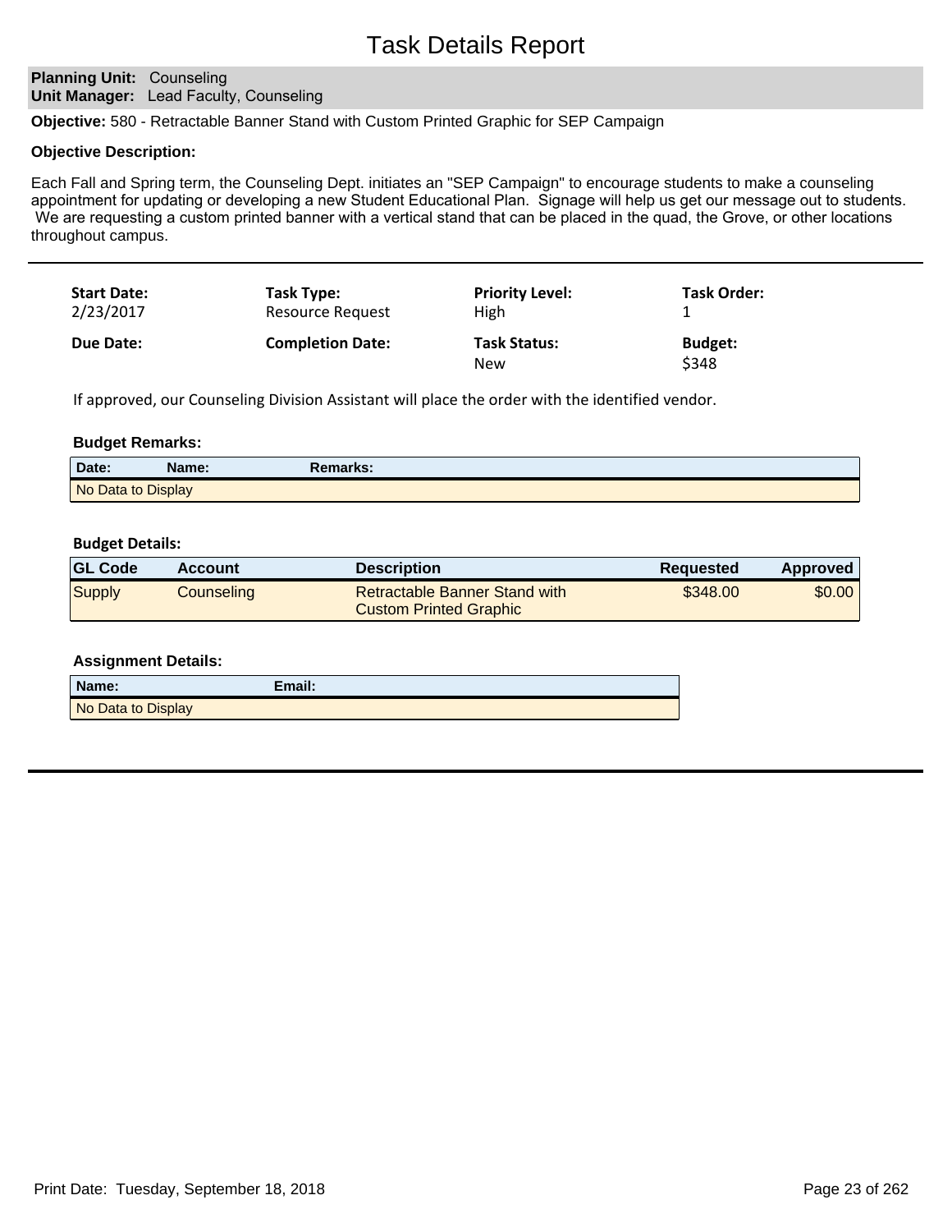# Task Details Report

**Planning Unit:** Counseling
**Unit Manager:** Lead Faculty, Counseling

**Objective:** 580 - Retractable Banner Stand with Custom Printed Graphic for SEP Campaign

**Objective Description:**

Each Fall and Spring term, the Counseling Dept. initiates an "SEP Campaign" to encourage students to make a counseling appointment for updating or developing a new Student Educational Plan. Signage will help us get our message out to students. We are requesting a custom printed banner with a vertical stand that can be placed in the quad, the Grove, or other locations throughout campus.

---

| **Start Date:** | **Task Type:** | **Priority Level:** | **Task Order:** |
|---|---|---|---|
| 2/23/2017 | Resource Request | High | 1 |
| **Due Date:** | **Completion Date:** | **Task Status:** | **Budget:** |
| | | New | $348 |

If approved, our Counseling Division Assistant will place the order with the identified vendor.

**Budget Remarks:**

| Date: | Name: | Remarks: |
|---|---|---|
| No Data to Display | | |

**Budget Details:**

| GL Code | Account | Description | Requested | Approved |
|---|---|---|---|---|
| Supply | Counseling | Retractable Banner Stand with Custom Printed Graphic | $348.00 | $0.00 |

**Assignment Details:**

| Name: | Email: |
|---|---|
| No Data to Display | |

---

Print Date: Tuesday, September 18, 2018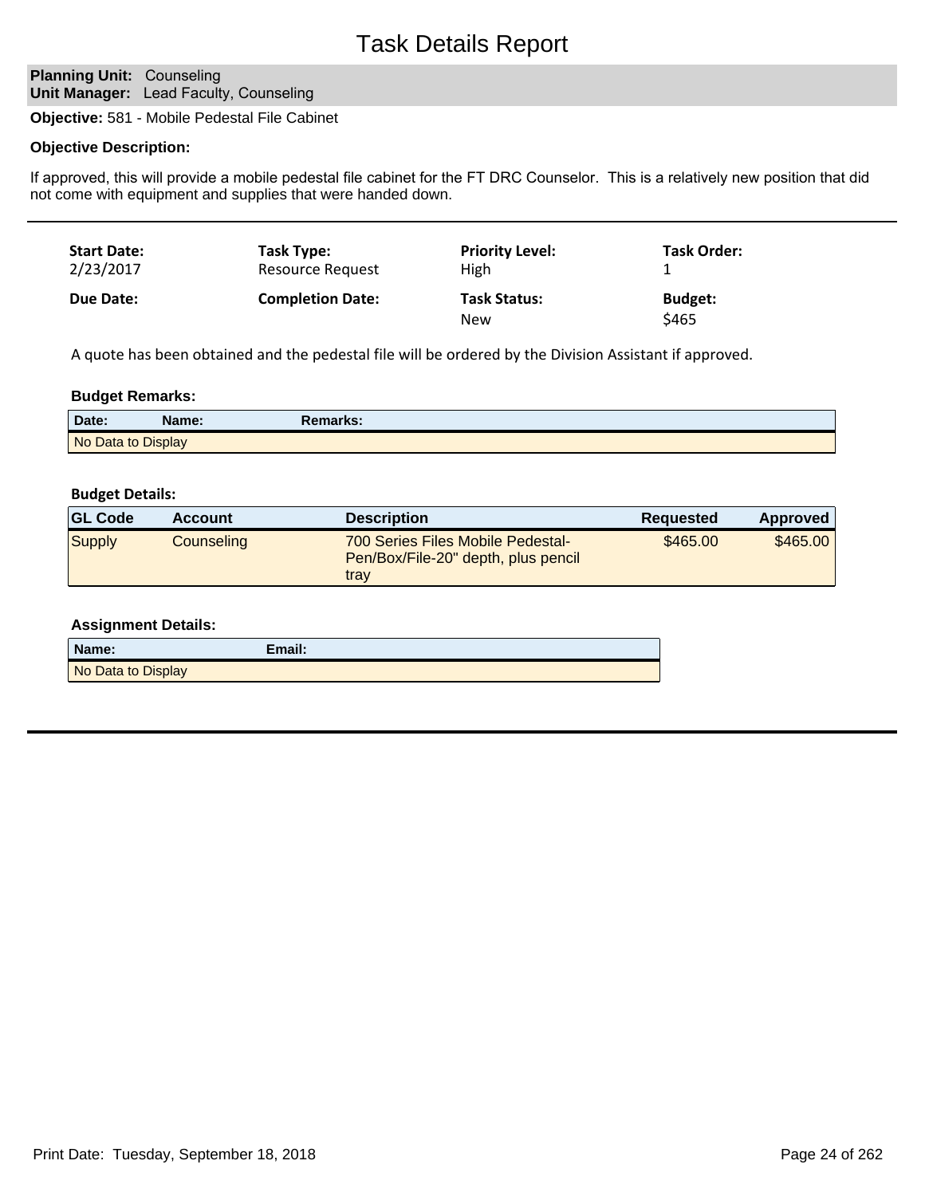# Task Details Report

**Planning Unit:** Counseling
**Unit Manager:** Lead Faculty, Counseling

**Objective:** 581 - Mobile Pedestal File Cabinet

**Objective Description:**

If approved, this will provide a mobile pedestal file cabinet for the FT DRC Counselor. This is a relatively new position that did not come with equipment and supplies that were handed down.

| **Start Date:** | **Task Type:** | **Priority Level:** | **Task Order:** |
|---|---|---|---|
| 2/23/2017 | Resource Request | High | 1 |
| **Due Date:** | **Completion Date:** | **Task Status:** | **Budget:** |
| | | New | $465 |

A quote has been obtained and the pedestal file will be ordered by the Division Assistant if approved.

**Budget Remarks:**

| Date: | Name: | Remarks: |
|---|---|---|
| No Data to Display | | |

**Budget Details:**

| GL Code | Account | Description | Requested | Approved |
|---|---|---|---|---|
| Supply | Counseling | 700 Series Files Mobile Pedestal-Pen/Box/File-20" depth, plus pencil tray | $465.00 | $465.00 |

**Assignment Details:**

| Name: | Email: |
|---|---|
| No Data to Display | |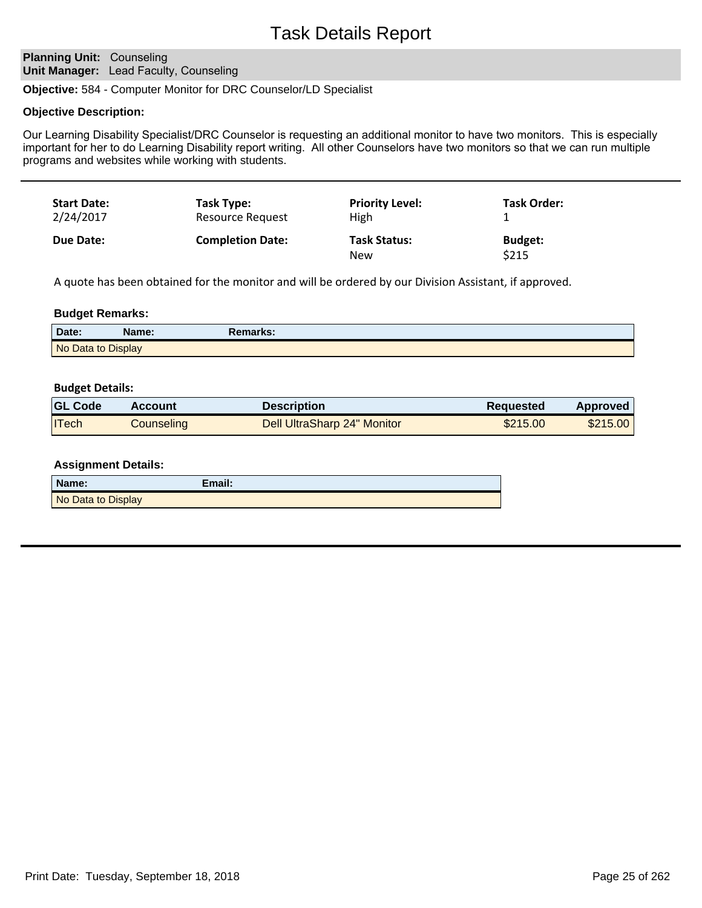# Task Details Report

**Planning Unit:** Counseling
**Unit Manager:** Lead Faculty, Counseling

**Objective:** 584 - Computer Monitor for DRC Counselor/LD Specialist

**Objective Description:**

Our Learning Disability Specialist/DRC Counselor is requesting an additional monitor to have two monitors. This is especially important for her to do Learning Disability report writing. All other Counselors have two monitors so that we can run multiple programs and websites while working with students.

---

| **Start Date:** | **Task Type:** | **Priority Level:** | **Task Order:** |
|---|---|---|---|
| 2/24/2017 | Resource Request | High | 1 |
| **Due Date:** | **Completion Date:** | **Task Status:** | **Budget:** |
| | | New | $215 |

A quote has been obtained for the monitor and will be ordered by our Division Assistant, if approved.

**Budget Remarks:**

| Date: | Name: | Remarks: |
|---|---|---|
| No Data to Display | | |

**Budget Details:**

| GL Code | Account | Description | Requested | Approved |
|---|---|---|---|---|
| ITech | Counseling | Dell UltraSharp 24" Monitor | $215.00 | $215.00 |

**Assignment Details:**

| Name: | Email: |
|---|---|
| No Data to Display | |

---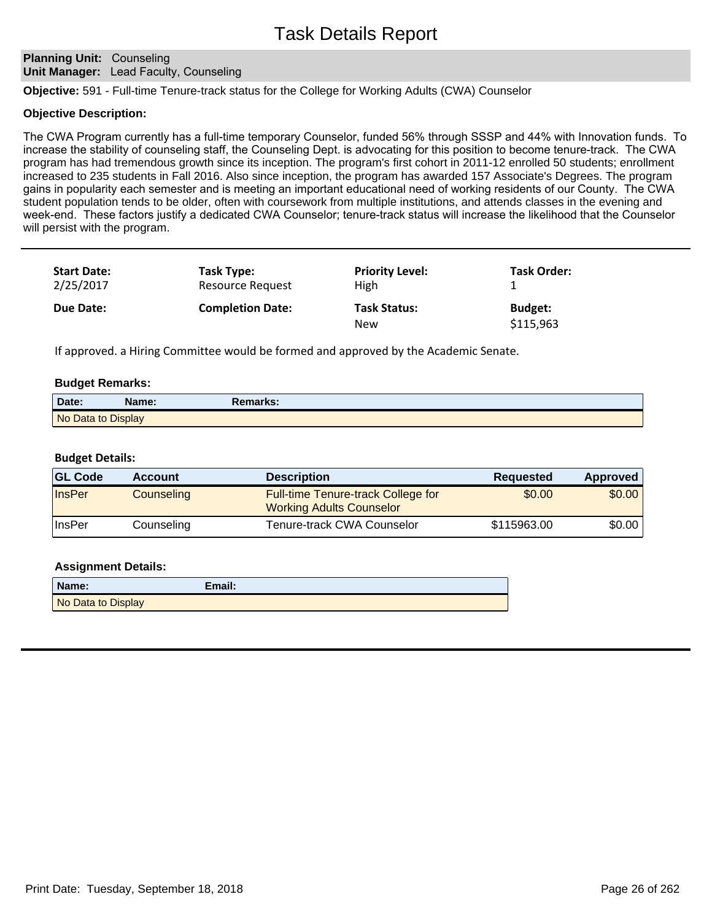# Task Details Report

**Planning Unit:** Counseling
**Unit Manager:** Lead Faculty, Counseling

**Objective:** 591 - Full-time Tenure-track status for the College for Working Adults (CWA) Counselor

**Objective Description:**

The CWA Program currently has a full-time temporary Counselor, funded 56% through SSSP and 44% with Innovation funds. To increase the stability of counseling staff, the Counseling Dept. is advocating for this position to become tenure-track. The CWA program has had tremendous growth since its inception. The program's first cohort in 2011-12 enrolled 50 students; enrollment increased to 235 students in Fall 2016. Also since inception, the program has awarded 157 Associate's Degrees. The program gains in popularity each semester and is meeting an important educational need of working residents of our County. The CWA student population tends to be older, often with coursework from multiple institutions, and attends classes in the evening and week-end. These factors justify a dedicated CWA Counselor; tenure-track status will increase the likelihood that the Counselor will persist with the program.

---

| | | | |
|---|---|---|---|
| **Start Date:** 2/25/2017 | **Task Type:** Resource Request | **Priority Level:** High | **Task Order:** 1 |
| **Due Date:** | **Completion Date:** | **Task Status:** New | **Budget:** $115,963 |

If approved. a Hiring Committee would be formed and approved by the Academic Senate.

**Budget Remarks:**

| Date: | Name: | Remarks: |
|---|---|---|
| No Data to Display | | |

**Budget Details:**

| GL Code | Account | Description | Requested | Approved |
|---|---|---|---|---|
| InsPer | Counseling | Full-time Tenure-track College for Working Adults Counselor | $0.00 | $0.00 |
| InsPer | Counseling | Tenure-track CWA Counselor | $115963.00 | $0.00 |

**Assignment Details:**

| Name: | Email: |
|---|---|
| No Data to Display | |

Print Date: Tuesday, September 18, 2018